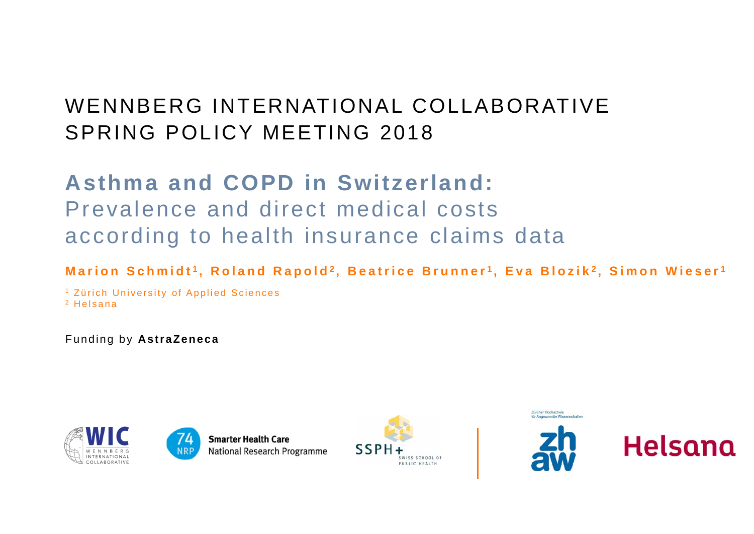WENNBERG INTERNATIONAL COLLABORATIVE
SPRING POLICY MEETING 2018

# Asthma and COPD in Switzerland:
## Prevalence and direct medical costs according to health insurance claims data

**Marion Schmidt[1], Roland Rapold[2], Beatrice Brunner[1], Eva Blozik[2], Simon Wieser[1]**

[1] Zürich University of Applied Sciences
[2] Helsana

Funding by **AstraZeneca**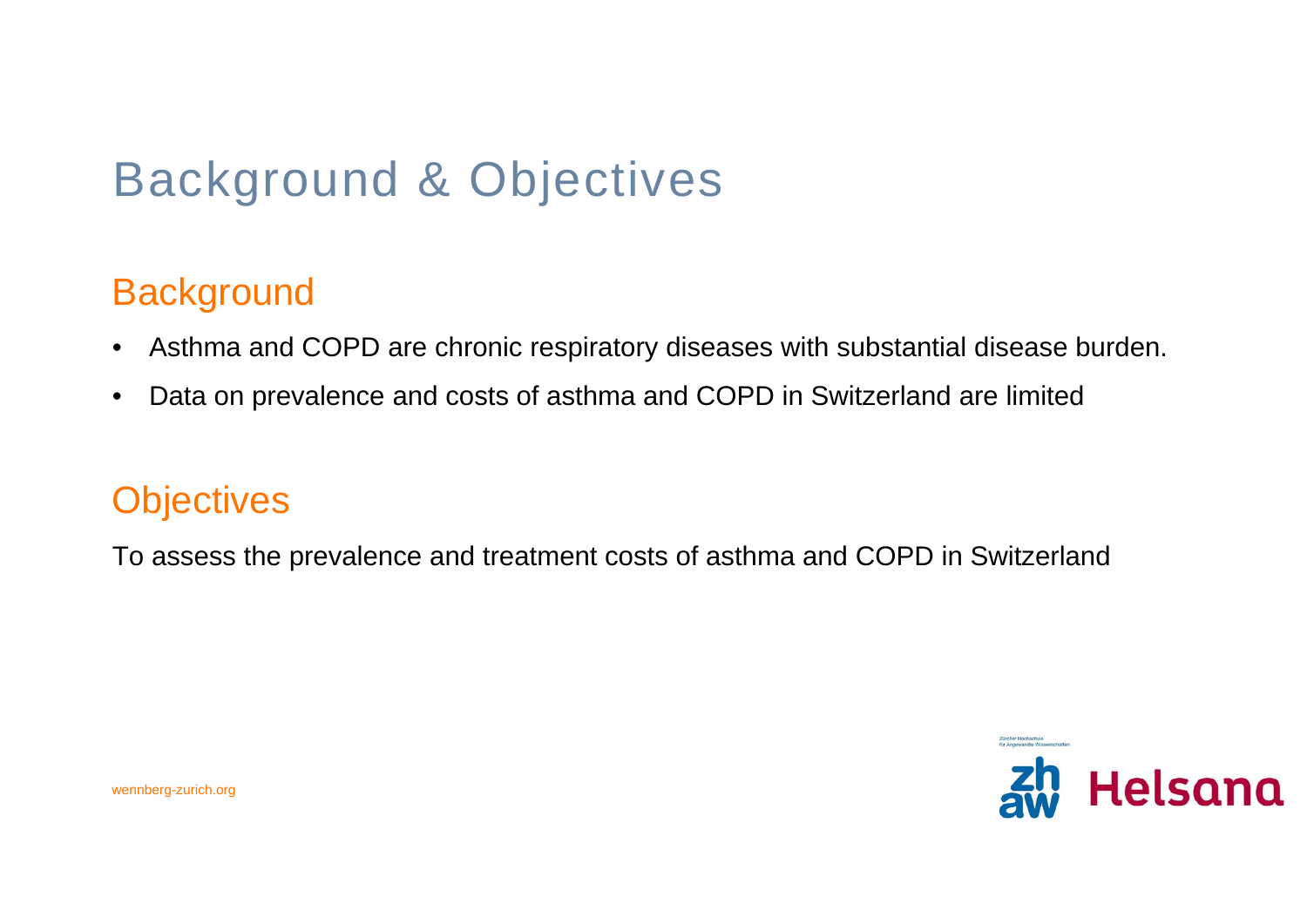# Background & Objectives

## Background

- Asthma and COPD are chronic respiratory diseases with substantial disease burden.
- Data on prevalence and costs of asthma and COPD in Switzerland are limited

## Objectives

To assess the prevalence and treatment costs of asthma and COPD in Switzerland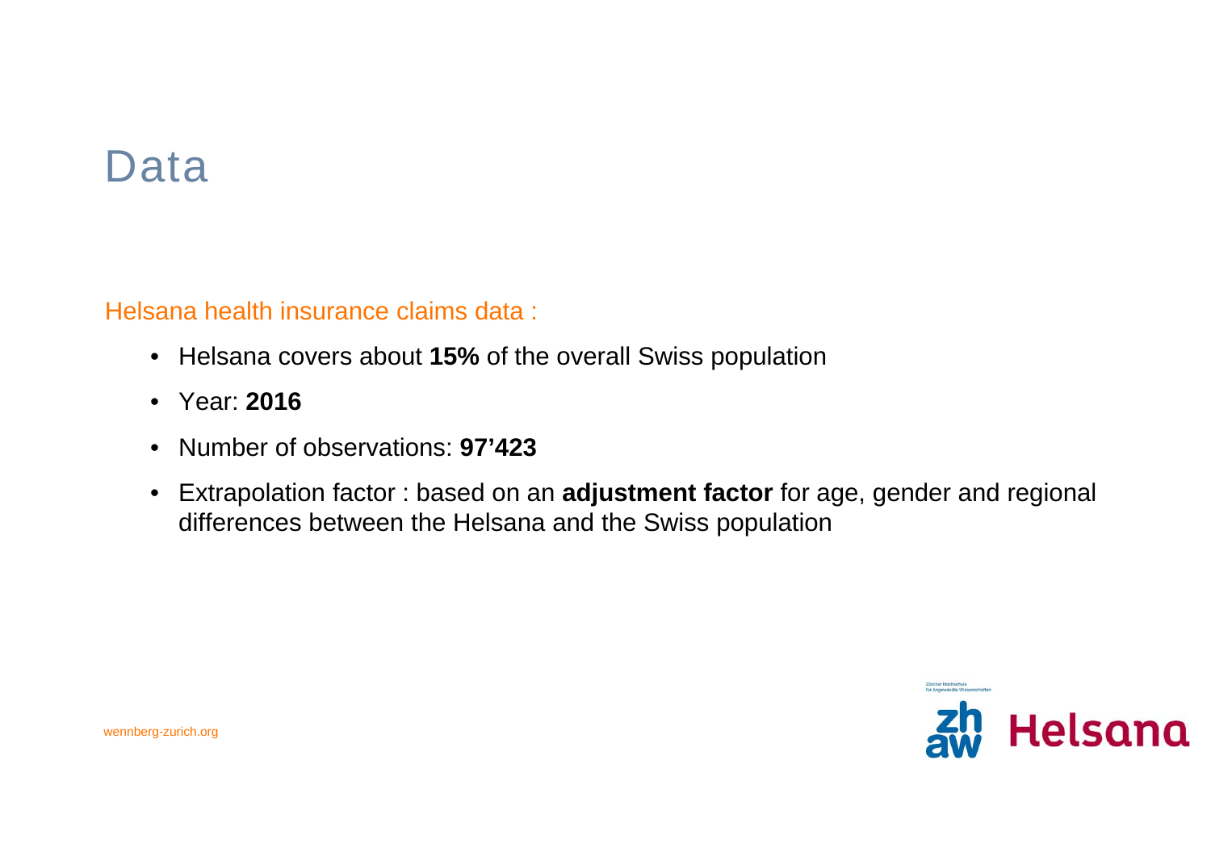# Data

Helsana health insurance claims data :

- Helsana covers about **15%** of the overall Swiss population
- Year: **2016**
- Number of observations: **97'423**
- Extrapolation factor : based on an **adjustment factor** for age, gender and regional differences between the Helsana and the Swiss population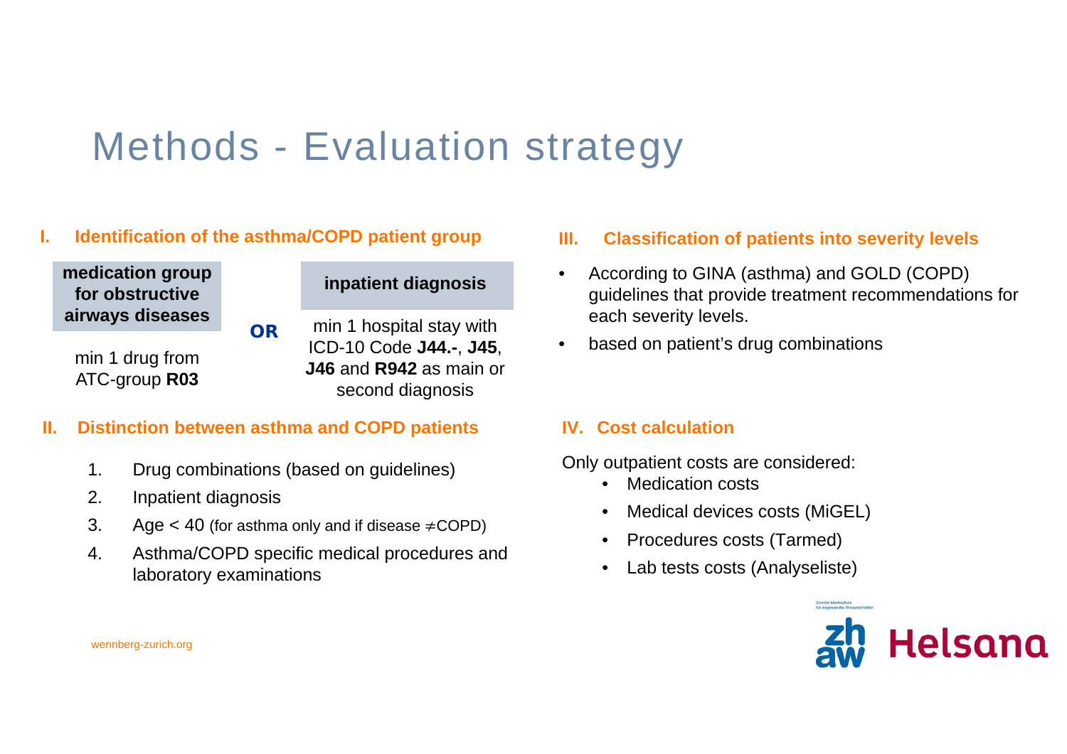# Methods - Evaluation strategy

## I. Identification of the asthma/COPD patient group

| medication group for obstructive airways diseases | | inpatient diagnosis |
|---|---|---|
| min 1 drug from ATC-group **R03** | **OR** | min 1 hospital stay with ICD-10 Code **J44.-**, **J45**, **J46** and **R942** as main or second diagnosis |

## II. Distinction between asthma and COPD patients

1. Drug combinations (based on guidelines)
2. Inpatient diagnosis
3. Age < 40 (for asthma only and if disease ≠COPD)
4. Asthma/COPD specific medical procedures and laboratory examinations

## III. Classification of patients into severity levels

- According to GINA (asthma) and GOLD (COPD) guidelines that provide treatment recommendations for each severity levels.
- based on patient's drug combinations

## IV. Cost calculation

Only outpatient costs are considered:

- Medication costs
- Medical devices costs (MiGEL)
- Procedures costs (Tarmed)
- Lab tests costs (Analyseliste)

wennberg-zurich.org

Zürcher Hochschule für Angewandte Wissenschaften

zh aw Helsana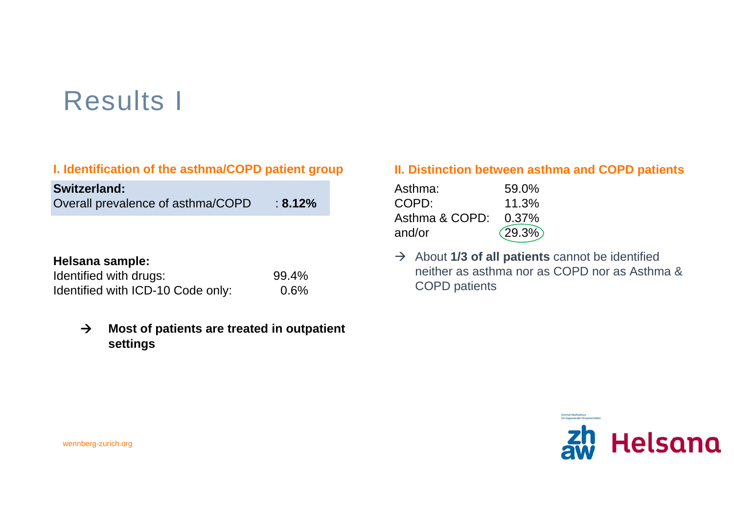# Results I

## I. Identification of the asthma/COPD patient group

**Switzerland:**
Overall prevalence of asthma/COPD : **8.12%**

**Helsana sample:**

| | |
|---|---|
| Identified with drugs: | 99.4% |
| Identified with ICD-10 Code only: | 0.6% |

→ **Most of patients are treated in outpatient settings**

## II. Distinction between asthma and COPD patients

| | |
|---|---|
| Asthma: | 59.0% |
| COPD: | 11.3% |
| Asthma & COPD: | 0.37% |
| and/or | 29.3% |

→ About **1/3 of all patients** cannot be identified neither as asthma nor as COPD nor as Asthma & COPD patients

wennberg-zurich.org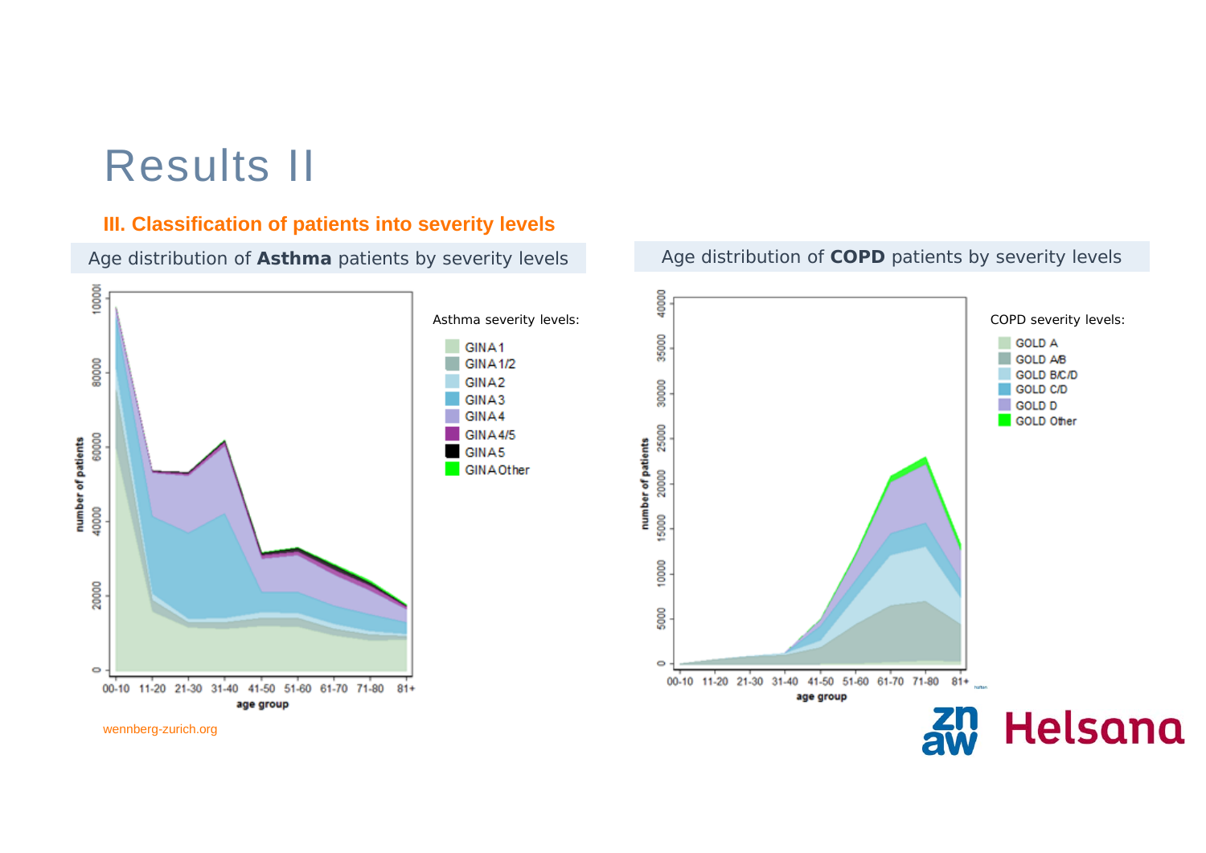# Results II

### III. Classification of patients into severity levels

Age distribution of **Asthma** patients by severity levels

Asthma severity levels:

- GINA 1
- GINA 1/2
- GINA 2
- GINA 3
- GINA 4
- GINA 4/5
- GINA 5
- GINA Other

Age distribution of **COPD** patients by severity levels

COPD severity levels:

- GOLD A
- GOLD A/B
- GOLD B/C/D
- GOLD C/D
- GOLD D
- GOLD Other

wennberg-zurich.org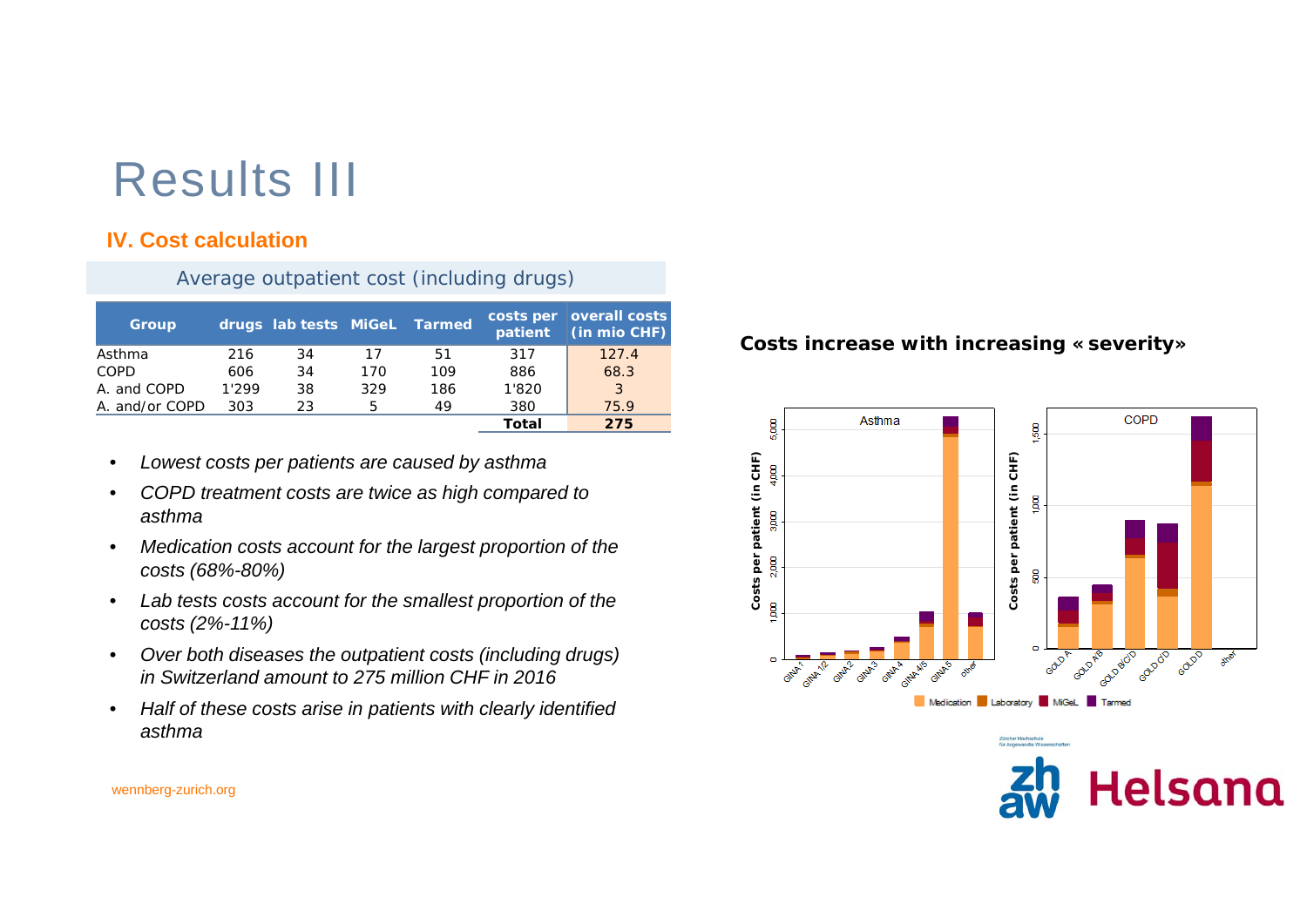# Results III

## IV. Cost calculation

Average outpatient cost (including drugs)

| Group | drugs | lab tests | MiGeL | Tarmed | costs per patient | overall costs (in mio CHF) |
|---|---|---|---|---|---|---|
| Asthma | 216 | 34 | 17 | 51 | 317 | 127.4 |
| COPD | 606 | 34 | 170 | 109 | 886 | 68.3 |
| A. and COPD | 1'299 | 38 | 329 | 186 | 1'820 | 3 |
| A. and/or COPD | 303 | 23 | 5 | 49 | 380 | 75.9 |
| | | | | | **Total** | **275** |

- *Lowest costs per patients are caused by asthma*
- *COPD treatment costs are twice as high compared to asthma*
- *Medication costs account for the largest proportion of the costs (68%-80%)*
- *Lab tests costs account for the smallest proportion of the costs (2%-11%)*
- *Over both diseases the outpatient costs (including drugs) in Switzerland amount to 275 million CHF in 2016*
- *Half of these costs arise in patients with clearly identified asthma*

**Costs increase with increasing « severity»**

wennberg-zurich.org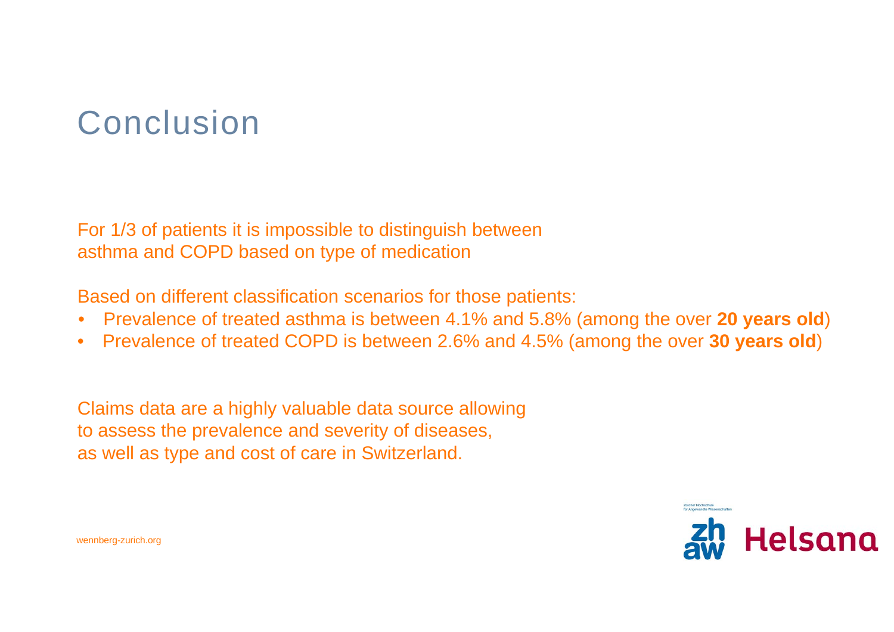# Conclusion

For 1/3 of patients it is impossible to distinguish between asthma and COPD based on type of medication

Based on different classification scenarios for those patients:

- Prevalence of treated asthma is between 4.1% and 5.8% (among the over **20 years old**)
- Prevalence of treated COPD is between 2.6% and 4.5% (among the over **30 years old**)

Claims data are a highly valuable data source allowing to assess the prevalence and severity of diseases, as well as type and cost of care in Switzerland.

wennberg-zurich.org

Zürcher Hochschule für Angewandte Wissenschaften

zh aw Helsana